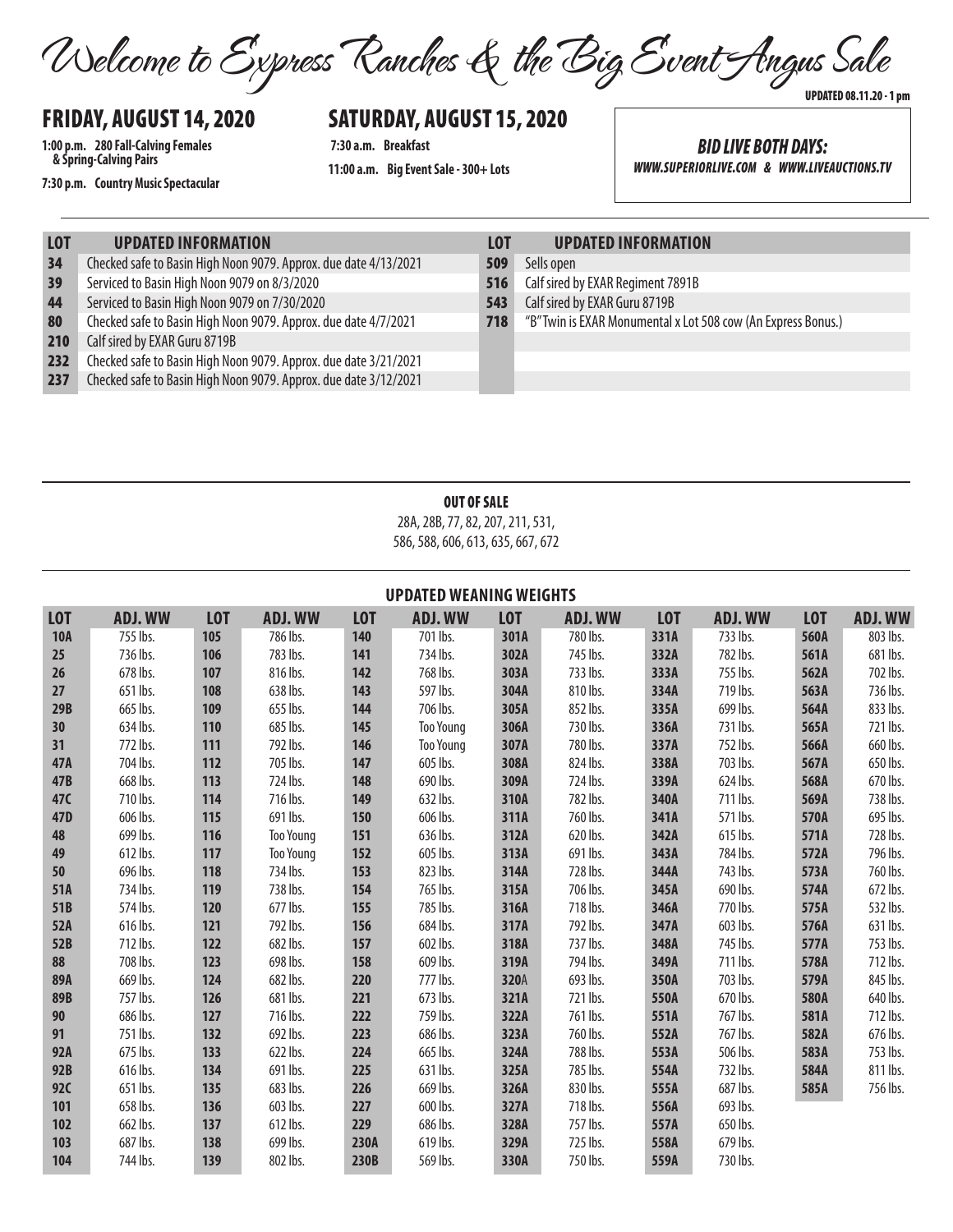# Welcome to Express Ranches & the Big Event Angus Sale

UPDATED 08.11.20 - 1 pm

## FRIDAY, AUGUST 14, 2020

**1:00 p.m.** **280 Fall-Calving Females & Spring-Calving Pairs**

**7:30 p.m.** **Country Music Spectacular**

## SATURDAY, AUGUST 15, 2020

**7:30 a.m.** **Breakfast**

**11:00 a.m.** **Big Event Sale - 300+ Lots**

***BID LIVE BOTH DAYS:***
***WWW.SUPERIORLIVE.COM & WWW.LIVEAUCTIONS.TV***

| LOT | UPDATED INFORMATION | LOT | UPDATED INFORMATION |
|---|---|---|---|
| 34 | Checked safe to Basin High Noon 9079. Approx. due date 4/13/2021 | 509 | Sells open |
| 39 | Serviced to Basin High Noon 9079 on 8/3/2020 | 516 | Calf sired by EXAR Regiment 7891B |
| 44 | Serviced to Basin High Noon 9079 on 7/30/2020 | 543 | Calf sired by EXAR Guru 8719B |
| 80 | Checked safe to Basin High Noon 9079. Approx. due date 4/7/2021 | 718 | "B" Twin is EXAR Monumental x Lot 508 cow (An Express Bonus.) |
| 210 | Calf sired by EXAR Guru 8719B | | |
| 232 | Checked safe to Basin High Noon 9079. Approx. due date 3/21/2021 | | |
| 237 | Checked safe to Basin High Noon 9079. Approx. due date 3/12/2021 | | |

**OUT OF SALE**

28A, 28B, 77, 82, 207, 211, 531,
586, 588, 606, 613, 635, 667, 672

**UPDATED WEANING WEIGHTS**

| LOT | ADJ. WW | LOT | ADJ. WW | LOT | ADJ. WW | LOT | ADJ. WW | LOT | ADJ. WW | LOT | ADJ. WW |
|---|---|---|---|---|---|---|---|---|---|---|---|
| 10A | 755 lbs. | 105 | 786 lbs. | 140 | 701 lbs. | 301A | 780 lbs. | 331A | 733 lbs. | 560A | 803 lbs. |
| 25 | 736 lbs. | 106 | 783 lbs. | 141 | 734 lbs. | 302A | 745 lbs. | 332A | 782 lbs. | 561A | 681 lbs. |
| 26 | 678 lbs. | 107 | 816 lbs. | 142 | 768 lbs. | 303A | 733 lbs. | 333A | 755 lbs. | 562A | 702 lbs. |
| 27 | 651 lbs. | 108 | 638 lbs. | 143 | 597 lbs. | 304A | 810 lbs. | 334A | 719 lbs. | 563A | 736 lbs. |
| 29B | 665 lbs. | 109 | 655 lbs. | 144 | 706 lbs. | 305A | 852 lbs. | 335A | 699 lbs. | 564A | 833 lbs. |
| 30 | 634 lbs. | 110 | 685 lbs. | 145 | Too Young | 306A | 730 lbs. | 336A | 731 lbs. | 565A | 721 lbs. |
| 31 | 772 lbs. | 111 | 792 lbs. | 146 | Too Young | 307A | 780 lbs. | 337A | 752 lbs. | 566A | 660 lbs. |
| 47A | 704 lbs. | 112 | 705 lbs. | 147 | 605 lbs. | 308A | 824 lbs. | 338A | 703 lbs. | 567A | 650 lbs. |
| 47B | 668 lbs. | 113 | 724 lbs. | 148 | 690 lbs. | 309A | 724 lbs. | 339A | 624 lbs. | 568A | 670 lbs. |
| 47C | 710 lbs. | 114 | 716 lbs. | 149 | 632 lbs. | 310A | 782 lbs. | 340A | 711 lbs. | 569A | 738 lbs. |
| 47D | 606 lbs. | 115 | 691 lbs. | 150 | 606 lbs. | 311A | 760 lbs. | 341A | 571 lbs. | 570A | 695 lbs. |
| 48 | 699 lbs. | 116 | Too Young | 151 | 636 lbs. | 312A | 620 lbs. | 342A | 615 lbs. | 571A | 728 lbs. |
| 49 | 612 lbs. | 117 | Too Young | 152 | 605 lbs. | 313A | 691 lbs. | 343A | 784 lbs. | 572A | 796 lbs. |
| 50 | 696 lbs. | 118 | 734 lbs. | 153 | 823 lbs. | 314A | 728 lbs. | 344A | 743 lbs. | 573A | 760 lbs. |
| 51A | 734 lbs. | 119 | 738 lbs. | 154 | 765 lbs. | 315A | 706 lbs. | 345A | 690 lbs. | 574A | 672 lbs. |
| 51B | 574 lbs. | 120 | 677 lbs. | 155 | 785 lbs. | 316A | 718 lbs. | 346A | 770 lbs. | 575A | 532 lbs. |
| 52A | 616 lbs. | 121 | 792 lbs. | 156 | 684 lbs. | 317A | 792 lbs. | 347A | 603 lbs. | 576A | 631 lbs. |
| 52B | 712 lbs. | 122 | 682 lbs. | 157 | 602 lbs. | 318A | 737 lbs. | 348A | 745 lbs. | 577A | 753 lbs. |
| 88 | 708 lbs. | 123 | 698 lbs. | 158 | 609 lbs. | 319A | 794 lbs. | 349A | 711 lbs. | 578A | 712 lbs. |
| 89A | 669 lbs. | 124 | 682 lbs. | 220 | 777 lbs. | 320A | 693 lbs. | 350A | 703 lbs. | 579A | 845 lbs. |
| 89B | 757 lbs. | 126 | 681 lbs. | 221 | 673 lbs. | 321A | 721 lbs. | 550A | 670 lbs. | 580A | 640 lbs. |
| 90 | 686 lbs. | 127 | 716 lbs. | 222 | 759 lbs. | 322A | 761 lbs. | 551A | 767 lbs. | 581A | 712 lbs. |
| 91 | 751 lbs. | 132 | 692 lbs. | 223 | 686 lbs. | 323A | 760 lbs. | 552A | 767 lbs. | 582A | 676 lbs. |
| 92A | 675 lbs. | 133 | 622 lbs. | 224 | 665 lbs. | 324A | 788 lbs. | 553A | 506 lbs. | 583A | 753 lbs. |
| 92B | 616 lbs. | 134 | 691 lbs. | 225 | 631 lbs. | 325A | 785 lbs. | 554A | 732 lbs. | 584A | 811 lbs. |
| 92C | 651 lbs. | 135 | 683 lbs. | 226 | 669 lbs. | 326A | 830 lbs. | 555A | 687 lbs. | 585A | 756 lbs. |
| 101 | 658 lbs. | 136 | 603 lbs. | 227 | 600 lbs. | 327A | 718 lbs. | 556A | 693 lbs. | | |
| 102 | 662 lbs. | 137 | 612 lbs. | 229 | 686 lbs. | 328A | 757 lbs. | 557A | 650 lbs. | | |
| 103 | 687 lbs. | 138 | 699 lbs. | 230A | 619 lbs. | 329A | 725 lbs. | 558A | 679 lbs. | | |
| 104 | 744 lbs. | 139 | 802 lbs. | 230B | 569 lbs. | 330A | 750 lbs. | 559A | 730 lbs. | | |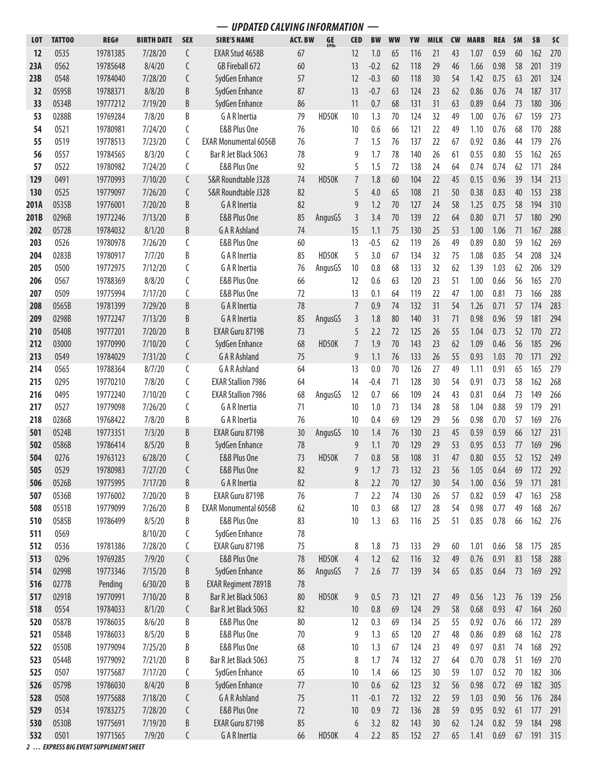## — UPDATED CALVING INFORMATION —

| LOT | TATTOO | REG# | BIRTH DATE | SEX | SIRE'S NAME | ACT. BW | GE EPDs | CED | BW | WW | YW | MILK | CW | MARB | REA | $M | $B | $C |
|---|---|---|---|---|---|---|---|---|---|---|---|---|---|---|---|---|---|---|
| 12 | 0535 | 19781385 | 7/28/20 | C | EXAR Stud 4658B | 67 | | 12 | 1.0 | 65 | 116 | 21 | 43 | 1.07 | 0.59 | 60 | 162 | 270 |
| 23A | 0562 | 19785648 | 8/4/20 | C | GB Fireball 672 | 60 | | 13 | -0.2 | 62 | 118 | 29 | 46 | 1.66 | 0.98 | 58 | 201 | 319 |
| 23B | 0548 | 19784040 | 7/28/20 | C | SydGen Enhance | 57 | | 12 | -0.3 | 60 | 118 | 30 | 54 | 1.42 | 0.75 | 63 | 201 | 324 |
| 32 | 0595B | 19788371 | 8/8/20 | B | SydGen Enhance | 87 | | 13 | -0.7 | 63 | 124 | 23 | 62 | 0.86 | 0.76 | 74 | 187 | 317 |
| 33 | 0534B | 19777212 | 7/19/20 | B | SydGen Enhance | 86 | | 11 | 0.7 | 68 | 131 | 31 | 63 | 0.89 | 0.64 | 73 | 180 | 306 |
| 53 | 0288B | 19769284 | 7/8/20 | B | G A R Inertia | 79 | HD50K | 10 | 1.3 | 70 | 124 | 32 | 49 | 1.00 | 0.76 | 67 | 159 | 273 |
| 54 | 0521 | 19780981 | 7/24/20 | C | E&B Plus One | 76 | | 10 | 0.6 | 66 | 121 | 22 | 49 | 1.10 | 0.76 | 68 | 170 | 288 |
| 55 | 0519 | 19778513 | 7/23/20 | C | EXAR Monumental 6056B | 76 | | 7 | 1.5 | 76 | 137 | 22 | 67 | 0.92 | 0.86 | 44 | 179 | 276 |
| 56 | 0557 | 19784565 | 8/3/20 | C | Bar R Jet Black 5063 | 78 | | 9 | 1.7 | 78 | 140 | 26 | 61 | 0.55 | 0.80 | 55 | 162 | 265 |
| 57 | 0522 | 19780982 | 7/24/20 | C | E&B Plus One | 92 | | 5 | 1.5 | 72 | 138 | 24 | 64 | 0.74 | 0.74 | 62 | 171 | 284 |
| 129 | 0491 | 19770993 | 7/10/20 | C | S&R Roundtable J328 | 74 | HD50K | 7 | 1.8 | 60 | 104 | 22 | 45 | 0.15 | 0.96 | 39 | 134 | 213 |
| 130 | 0525 | 19779097 | 7/26/20 | C | S&R Roundtable J328 | 82 | | 5 | 4.0 | 65 | 108 | 21 | 50 | 0.38 | 0.83 | 40 | 153 | 238 |
| 201A | 0535B | 19776001 | 7/20/20 | B | G A R Inertia | 82 | | 9 | 1.2 | 70 | 127 | 24 | 58 | 1.25 | 0.75 | 58 | 194 | 310 |
| 201B | 0296B | 19772246 | 7/13/20 | B | E&B Plus One | 85 | AngusGS | 3 | 3.4 | 70 | 139 | 22 | 64 | 0.80 | 0.71 | 57 | 180 | 290 |
| 202 | 0572B | 19784032 | 8/1/20 | B | G A R Ashland | 74 | | 15 | 1.1 | 75 | 130 | 25 | 53 | 1.00 | 1.06 | 71 | 167 | 288 |
| 203 | 0526 | 19780978 | 7/26/20 | C | E&B Plus One | 60 | | 13 | -0.5 | 62 | 119 | 26 | 49 | 0.89 | 0.80 | 59 | 162 | 269 |
| 204 | 0283B | 19780917 | 7/7/20 | B | G A R Inertia | 85 | HD50K | 5 | 3.0 | 67 | 134 | 32 | 75 | 1.08 | 0.85 | 54 | 208 | 324 |
| 205 | 0500 | 19772975 | 7/12/20 | C | G A R Inertia | 76 | AngusGS | 10 | 0.8 | 68 | 133 | 32 | 62 | 1.39 | 1.03 | 62 | 206 | 329 |
| 206 | 0567 | 19788369 | 8/8/20 | C | E&B Plus One | 66 | | 12 | 0.6 | 63 | 120 | 23 | 51 | 1.00 | 0.66 | 56 | 165 | 270 |
| 207 | 0509 | 19775994 | 7/17/20 | C | E&B Plus One | 72 | | 13 | 0.1 | 64 | 119 | 22 | 47 | 1.00 | 0.81 | 73 | 166 | 288 |
| 208 | 0565B | 19781399 | 7/29/20 | B | G A R Inertia | 78 | | 7 | 0.9 | 74 | 132 | 31 | 54 | 1.26 | 0.71 | 57 | 174 | 283 |
| 209 | 0298B | 19772247 | 7/13/20 | B | G A R Inertia | 85 | AngusGS | 3 | 1.8 | 80 | 140 | 31 | 71 | 0.98 | 0.96 | 59 | 181 | 294 |
| 210 | 0540B | 19777201 | 7/20/20 | B | EXAR Guru 8719B | 73 | | 5 | 2.2 | 72 | 125 | 26 | 55 | 1.04 | 0.73 | 52 | 170 | 272 |
| 212 | 03000 | 19770990 | 7/10/20 | C | SydGen Enhance | 68 | HD50K | 7 | 1.9 | 70 | 143 | 23 | 62 | 1.09 | 0.46 | 56 | 185 | 296 |
| 213 | 0549 | 19784029 | 7/31/20 | C | G A R Ashland | 75 | | 9 | 1.1 | 76 | 133 | 26 | 55 | 0.93 | 1.03 | 70 | 171 | 292 |
| 214 | 0565 | 19788364 | 8/7/20 | C | G A R Ashland | 64 | | 13 | 0.0 | 70 | 126 | 27 | 49 | 1.11 | 0.91 | 65 | 165 | 279 |
| 215 | 0295 | 19770210 | 7/8/20 | C | EXAR Stallion 7986 | 64 | | 14 | -0.4 | 71 | 128 | 30 | 54 | 0.91 | 0.73 | 58 | 162 | 268 |
| 216 | 0495 | 19772240 | 7/10/20 | C | EXAR Stallion 7986 | 68 | AngusGS | 12 | 0.7 | 66 | 109 | 24 | 43 | 0.81 | 0.64 | 73 | 149 | 266 |
| 217 | 0527 | 19779098 | 7/26/20 | C | G A R Inertia | 71 | | 10 | 1.0 | 73 | 134 | 28 | 58 | 1.04 | 0.88 | 59 | 179 | 291 |
| 218 | 0286B | 19768422 | 7/8/20 | B | G A R Inertia | 76 | | 10 | 0.4 | 69 | 129 | 29 | 56 | 0.98 | 0.70 | 57 | 169 | 276 |
| 501 | 0524B | 19773351 | 7/3/20 | B | EXAR Guru 8719B | 30 | AngusGS | 10 | 1.4 | 76 | 130 | 23 | 45 | 0.59 | 0.59 | 66 | 127 | 231 |
| 502 | 0586B | 19786414 | 8/5/20 | B | SydGen Enhance | 78 | | 9 | 1.1 | 70 | 129 | 29 | 53 | 0.95 | 0.53 | 77 | 169 | 296 |
| 504 | 0276 | 19763123 | 6/28/20 | C | E&B Plus One | 73 | HD50K | 7 | 0.8 | 58 | 108 | 31 | 47 | 0.80 | 0.55 | 52 | 152 | 249 |
| 505 | 0529 | 19780983 | 7/27/20 | C | E&B Plus One | 82 | | 9 | 1.7 | 73 | 132 | 23 | 56 | 1.05 | 0.64 | 69 | 172 | 292 |
| 506 | 0526B | 19775995 | 7/17/20 | B | G A R Inertia | 82 | | 8 | 2.2 | 70 | 127 | 30 | 54 | 1.00 | 0.56 | 59 | 171 | 281 |
| 507 | 0536B | 19776002 | 7/20/20 | B | EXAR Guru 8719B | 76 | | 7 | 2.2 | 74 | 130 | 26 | 57 | 0.82 | 0.59 | 47 | 163 | 258 |
| 508 | 0551B | 19779099 | 7/26/20 | B | EXAR Monumental 6056B | 62 | | 10 | 0.3 | 68 | 127 | 28 | 54 | 0.98 | 0.77 | 49 | 168 | 267 |
| 510 | 0585B | 19786499 | 8/5/20 | B | E&B Plus One | 83 | | 10 | 1.3 | 63 | 116 | 25 | 51 | 0.85 | 0.78 | 66 | 162 | 276 |
| 511 | 0569 | | 8/10/20 | C | SydGen Enhance | 78 | | | | | | | | | | | | |
| 512 | 0536 | 19781386 | 7/28/20 | C | EXAR Guru 8719B | 75 | | 8 | 1.8 | 73 | 133 | 29 | 60 | 1.01 | 0.66 | 58 | 175 | 285 |
| 513 | 0296 | 19769285 | 7/9/20 | C | E&B Plus One | 78 | HD50K | 4 | 1.2 | 62 | 116 | 32 | 49 | 0.76 | 0.91 | 83 | 158 | 288 |
| 514 | 0299B | 19773346 | 7/15/20 | B | SydGen Enhance | 86 | AngusGS | 7 | 2.6 | 77 | 139 | 34 | 65 | 0.85 | 0.64 | 73 | 169 | 292 |
| 516 | 0277B | Pending | 6/30/20 | B | EXAR Regiment 7891B | 78 | | | | | | | | | | | | |
| 517 | 0291B | 19770991 | 7/10/20 | B | Bar R Jet Black 5063 | 80 | HD50K | 9 | 0.5 | 73 | 121 | 27 | 49 | 0.56 | 1.23 | 76 | 139 | 256 |
| 518 | 0554 | 19784033 | 8/1/20 | C | Bar R Jet Black 5063 | 82 | | 10 | 0.8 | 69 | 124 | 29 | 58 | 0.68 | 0.93 | 47 | 164 | 260 |
| 520 | 0587B | 19786035 | 8/6/20 | B | E&B Plus One | 80 | | 12 | 0.3 | 69 | 134 | 25 | 55 | 0.92 | 0.76 | 66 | 172 | 289 |
| 521 | 0584B | 19786033 | 8/5/20 | B | E&B Plus One | 70 | | 9 | 1.3 | 65 | 120 | 27 | 48 | 0.86 | 0.89 | 68 | 162 | 278 |
| 522 | 0550B | 19779094 | 7/25/20 | B | E&B Plus One | 68 | | 10 | 1.3 | 67 | 124 | 23 | 49 | 0.97 | 0.81 | 74 | 168 | 292 |
| 523 | 0544B | 19779092 | 7/21/20 | B | Bar R Jet Black 5063 | 75 | | 8 | 1.7 | 74 | 132 | 27 | 64 | 0.70 | 0.78 | 51 | 169 | 270 |
| 525 | 0507 | 19775687 | 7/17/20 | C | SydGen Enhance | 65 | | 10 | 1.4 | 66 | 125 | 30 | 59 | 1.07 | 0.52 | 70 | 182 | 306 |
| 526 | 0579B | 19786030 | 8/4/20 | B | SydGen Enhance | 77 | | 10 | 0.6 | 62 | 123 | 32 | 56 | 0.98 | 0.72 | 69 | 182 | 305 |
| 528 | 0508 | 19775688 | 7/18/20 | C | G A R Ashland | 75 | | 11 | -0.1 | 72 | 132 | 22 | 59 | 1.03 | 0.90 | 56 | 176 | 284 |
| 529 | 0534 | 19783275 | 7/28/20 | C | E&B Plus One | 72 | | 10 | 0.9 | 72 | 136 | 28 | 59 | 0.95 | 0.92 | 61 | 177 | 291 |
| 530 | 0530B | 19775691 | 7/19/20 | B | EXAR Guru 8719B | 85 | | 6 | 3.2 | 82 | 143 | 30 | 62 | 1.24 | 0.82 | 59 | 184 | 298 |
| 532 | 0501 | 19771565 | 7/9/20 | C | G A R Inertia | 66 | HD50K | 4 | 2.2 | 85 | 152 | 27 | 65 | 1.41 | 0.69 | 67 | 191 | 315 |

*EXPRESS BIG EVENT SUPPLEMENT SHEET*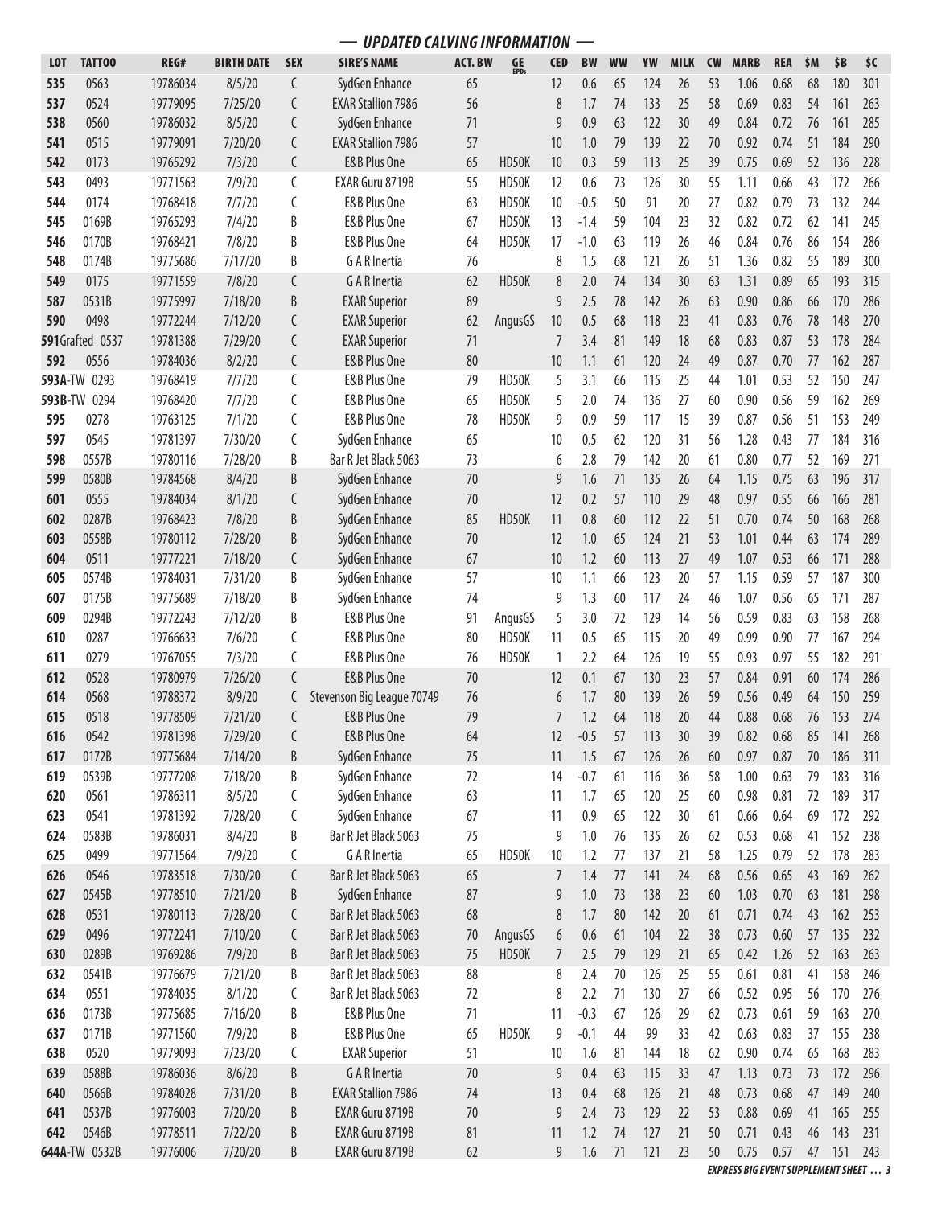## — UPDATED CALVING INFORMATION —

| LOT | TATTOO | REG# | BIRTH DATE | SEX | SIRE'S NAME | ACT. BW | GE EPDs | CED | BW | WW | YW | MILK | CW | MARB | REA | $M | $B | $C |
|---|---|---|---|---|---|---|---|---|---|---|---|---|---|---|---|---|---|---|
| 535 | 0563 | 19786034 | 8/5/20 | C | SydGen Enhance | 65 | | 12 | 0.6 | 65 | 124 | 26 | 53 | 1.06 | 0.68 | 68 | 180 | 301 |
| 537 | 0524 | 19779095 | 7/25/20 | C | EXAR Stallion 7986 | 56 | | 8 | 1.7 | 74 | 133 | 25 | 58 | 0.69 | 0.83 | 54 | 161 | 263 |
| 538 | 0560 | 19786032 | 8/5/20 | C | SydGen Enhance | 71 | | 9 | 0.9 | 63 | 122 | 30 | 49 | 0.84 | 0.72 | 76 | 161 | 285 |
| 541 | 0515 | 19779091 | 7/20/20 | C | EXAR Stallion 7986 | 57 | | 10 | 1.0 | 79 | 139 | 22 | 70 | 0.92 | 0.74 | 51 | 184 | 290 |
| 542 | 0173 | 19765292 | 7/3/20 | C | E&B Plus One | 65 | HD50K | 10 | 0.3 | 59 | 113 | 25 | 39 | 0.75 | 0.69 | 52 | 136 | 228 |
| 543 | 0493 | 19771563 | 7/9/20 | C | EXAR Guru 8719B | 55 | HD50K | 12 | 0.6 | 73 | 126 | 30 | 55 | 1.11 | 0.66 | 43 | 172 | 266 |
| 544 | 0174 | 19768418 | 7/7/20 | C | E&B Plus One | 63 | HD50K | 10 | -0.5 | 50 | 91 | 20 | 27 | 0.82 | 0.79 | 73 | 132 | 244 |
| 545 | 0169B | 19765293 | 7/4/20 | B | E&B Plus One | 67 | HD50K | 13 | -1.4 | 59 | 104 | 23 | 32 | 0.82 | 0.72 | 62 | 141 | 245 |
| 546 | 0170B | 19768421 | 7/8/20 | B | E&B Plus One | 64 | HD50K | 17 | -1.0 | 63 | 119 | 26 | 46 | 0.84 | 0.76 | 86 | 154 | 286 |
| 548 | 0174B | 19775686 | 7/17/20 | B | G A R Inertia | 76 | | 8 | 1.5 | 68 | 121 | 26 | 51 | 1.36 | 0.82 | 55 | 189 | 300 |
| 549 | 0175 | 19771559 | 7/8/20 | C | G A R Inertia | 62 | HD50K | 8 | 2.0 | 74 | 134 | 30 | 63 | 1.31 | 0.89 | 65 | 193 | 315 |
| 587 | 0531B | 19775997 | 7/18/20 | B | EXAR Superior | 89 | | 9 | 2.5 | 78 | 142 | 26 | 63 | 0.90 | 0.86 | 66 | 170 | 286 |
| 590 | 0498 | 19772244 | 7/12/20 | C | EXAR Superior | 62 | AngusGS | 10 | 0.5 | 68 | 118 | 23 | 41 | 0.83 | 0.76 | 78 | 148 | 270 |
| 591 | Grafted 0537 | 19781388 | 7/29/20 | C | EXAR Superior | 71 | | 7 | 3.4 | 81 | 149 | 18 | 68 | 0.83 | 0.87 | 53 | 178 | 284 |
| 592 | 0556 | 19784036 | 8/2/20 | C | E&B Plus One | 80 | | 10 | 1.1 | 61 | 120 | 24 | 49 | 0.87 | 0.70 | 77 | 162 | 287 |
| 593A | TW 0293 | 19768419 | 7/7/20 | C | E&B Plus One | 79 | HD50K | 5 | 3.1 | 66 | 115 | 25 | 44 | 1.01 | 0.53 | 52 | 150 | 247 |
| 593B | TW 0294 | 19768420 | 7/7/20 | C | E&B Plus One | 65 | HD50K | 5 | 2.0 | 74 | 136 | 27 | 60 | 0.90 | 0.56 | 59 | 162 | 269 |
| 595 | 0278 | 19763125 | 7/1/20 | C | E&B Plus One | 78 | HD50K | 9 | 0.9 | 59 | 117 | 15 | 39 | 0.87 | 0.56 | 51 | 153 | 249 |
| 597 | 0545 | 19781397 | 7/30/20 | C | SydGen Enhance | 65 | | 10 | 0.5 | 62 | 120 | 31 | 56 | 1.28 | 0.43 | 77 | 184 | 316 |
| 598 | 0557B | 19780116 | 7/28/20 | B | Bar R Jet Black 5063 | 73 | | 6 | 2.8 | 79 | 142 | 20 | 61 | 0.80 | 0.77 | 52 | 169 | 271 |
| 599 | 0580B | 19784568 | 8/4/20 | B | SydGen Enhance | 70 | | 9 | 1.6 | 71 | 135 | 26 | 64 | 1.15 | 0.75 | 63 | 196 | 317 |
| 601 | 0555 | 19784034 | 8/1/20 | C | SydGen Enhance | 70 | | 12 | 0.2 | 57 | 110 | 29 | 48 | 0.97 | 0.55 | 66 | 166 | 281 |
| 602 | 0287B | 19768423 | 7/8/20 | B | SydGen Enhance | 85 | HD50K | 11 | 0.8 | 60 | 112 | 22 | 51 | 0.70 | 0.74 | 50 | 168 | 268 |
| 603 | 0558B | 19780112 | 7/28/20 | B | SydGen Enhance | 70 | | 12 | 1.0 | 65 | 124 | 21 | 53 | 1.01 | 0.44 | 63 | 174 | 289 |
| 604 | 0511 | 19777221 | 7/18/20 | C | SydGen Enhance | 67 | | 10 | 1.2 | 60 | 113 | 27 | 49 | 1.07 | 0.53 | 66 | 171 | 288 |
| 605 | 0574B | 19784031 | 7/31/20 | B | SydGen Enhance | 57 | | 10 | 1.1 | 66 | 123 | 20 | 57 | 1.15 | 0.59 | 57 | 187 | 300 |
| 607 | 0175B | 19775689 | 7/18/20 | B | SydGen Enhance | 74 | | 9 | 1.3 | 60 | 117 | 24 | 46 | 1.07 | 0.56 | 65 | 171 | 287 |
| 609 | 0294B | 19772243 | 7/12/20 | B | E&B Plus One | 91 | AngusGS | 5 | 3.0 | 72 | 129 | 14 | 56 | 0.59 | 0.83 | 63 | 158 | 268 |
| 610 | 0287 | 19766633 | 7/6/20 | C | E&B Plus One | 80 | HD50K | 11 | 0.5 | 65 | 115 | 20 | 49 | 0.99 | 0.90 | 77 | 167 | 294 |
| 611 | 0279 | 19767055 | 7/3/20 | C | E&B Plus One | 76 | HD50K | 1 | 2.2 | 64 | 126 | 19 | 55 | 0.93 | 0.97 | 55 | 182 | 291 |
| 612 | 0528 | 19780979 | 7/26/20 | C | E&B Plus One | 70 | | 12 | 0.1 | 67 | 130 | 23 | 57 | 0.84 | 0.91 | 60 | 174 | 286 |
| 614 | 0568 | 19788372 | 8/9/20 | C | Stevenson Big League 70749 | 76 | | 6 | 1.7 | 80 | 139 | 26 | 59 | 0.56 | 0.49 | 64 | 150 | 259 |
| 615 | 0518 | 19778509 | 7/21/20 | C | E&B Plus One | 79 | | 7 | 1.2 | 64 | 118 | 20 | 44 | 0.88 | 0.68 | 76 | 153 | 274 |
| 616 | 0542 | 19781398 | 7/29/20 | C | E&B Plus One | 64 | | 12 | -0.5 | 57 | 113 | 30 | 39 | 0.82 | 0.68 | 85 | 141 | 268 |
| 617 | 0172B | 19775684 | 7/14/20 | B | SydGen Enhance | 75 | | 11 | 1.5 | 67 | 126 | 26 | 60 | 0.97 | 0.87 | 70 | 186 | 311 |
| 619 | 0539B | 19777208 | 7/18/20 | B | SydGen Enhance | 72 | | 14 | -0.7 | 61 | 116 | 36 | 58 | 1.00 | 0.63 | 79 | 183 | 316 |
| 620 | 0561 | 19786311 | 8/5/20 | C | SydGen Enhance | 63 | | 11 | 1.7 | 65 | 120 | 25 | 60 | 0.98 | 0.81 | 72 | 189 | 317 |
| 623 | 0541 | 19781392 | 7/28/20 | C | SydGen Enhance | 67 | | 11 | 0.9 | 65 | 122 | 30 | 61 | 0.66 | 0.64 | 69 | 172 | 292 |
| 624 | 0583B | 19786031 | 8/4/20 | B | Bar R Jet Black 5063 | 75 | | 9 | 1.0 | 76 | 135 | 26 | 62 | 0.53 | 0.68 | 41 | 152 | 238 |
| 625 | 0499 | 19771564 | 7/9/20 | C | G A R Inertia | 65 | HD50K | 10 | 1.2 | 77 | 137 | 21 | 58 | 1.25 | 0.79 | 52 | 178 | 283 |
| 626 | 0546 | 19783518 | 7/30/20 | C | Bar R Jet Black 5063 | 65 | | 7 | 1.4 | 77 | 141 | 24 | 68 | 0.56 | 0.65 | 43 | 169 | 262 |
| 627 | 0545B | 19778510 | 7/21/20 | B | SydGen Enhance | 87 | | 9 | 1.0 | 73 | 138 | 23 | 60 | 1.03 | 0.70 | 63 | 181 | 298 |
| 628 | 0531 | 19780113 | 7/28/20 | C | Bar R Jet Black 5063 | 68 | | 8 | 1.7 | 80 | 142 | 20 | 61 | 0.71 | 0.74 | 43 | 162 | 253 |
| 629 | 0496 | 19772241 | 7/10/20 | C | Bar R Jet Black 5063 | 70 | AngusGS | 6 | 0.6 | 61 | 104 | 22 | 38 | 0.73 | 0.60 | 57 | 135 | 232 |
| 630 | 0289B | 19769286 | 7/9/20 | B | Bar R Jet Black 5063 | 75 | HD50K | 7 | 2.5 | 79 | 129 | 21 | 65 | 0.42 | 1.26 | 52 | 163 | 263 |
| 632 | 0541B | 19776679 | 7/21/20 | B | Bar R Jet Black 5063 | 88 | | 8 | 2.4 | 70 | 126 | 25 | 55 | 0.61 | 0.81 | 41 | 158 | 246 |
| 634 | 0551 | 19784035 | 8/1/20 | C | Bar R Jet Black 5063 | 72 | | 8 | 2.2 | 71 | 130 | 27 | 66 | 0.52 | 0.95 | 56 | 170 | 276 |
| 636 | 0173B | 19775685 | 7/16/20 | B | E&B Plus One | 71 | | 11 | -0.3 | 67 | 126 | 29 | 62 | 0.73 | 0.61 | 59 | 163 | 270 |
| 637 | 0171B | 19771560 | 7/9/20 | B | E&B Plus One | 65 | HD50K | 9 | -0.1 | 44 | 99 | 33 | 42 | 0.63 | 0.83 | 37 | 155 | 238 |
| 638 | 0520 | 19779093 | 7/23/20 | C | EXAR Superior | 51 | | 10 | 1.6 | 81 | 144 | 18 | 62 | 0.90 | 0.74 | 65 | 168 | 283 |
| 639 | 0588B | 19786036 | 8/6/20 | B | G A R Inertia | 70 | | 9 | 0.4 | 63 | 115 | 33 | 47 | 1.13 | 0.73 | 73 | 172 | 296 |
| 640 | 0566B | 19784028 | 7/31/20 | B | EXAR Stallion 7986 | 74 | | 13 | 0.4 | 68 | 126 | 21 | 48 | 0.73 | 0.68 | 47 | 149 | 240 |
| 641 | 0537B | 19776003 | 7/20/20 | B | EXAR Guru 8719B | 70 | | 9 | 2.4 | 73 | 129 | 22 | 53 | 0.88 | 0.69 | 41 | 165 | 255 |
| 642 | 0546B | 19778511 | 7/22/20 | B | EXAR Guru 8719B | 81 | | 11 | 1.2 | 74 | 127 | 21 | 50 | 0.71 | 0.43 | 46 | 143 | 231 |
| 644A | TW 0532B | 19776006 | 7/20/20 | B | EXAR Guru 8719B | 62 | | 9 | 1.6 | 71 | 121 | 23 | 50 | 0.75 | 0.57 | 47 | 151 | 243 |

*EXPRESS BIG EVENT SUPPLEMENT SHEET*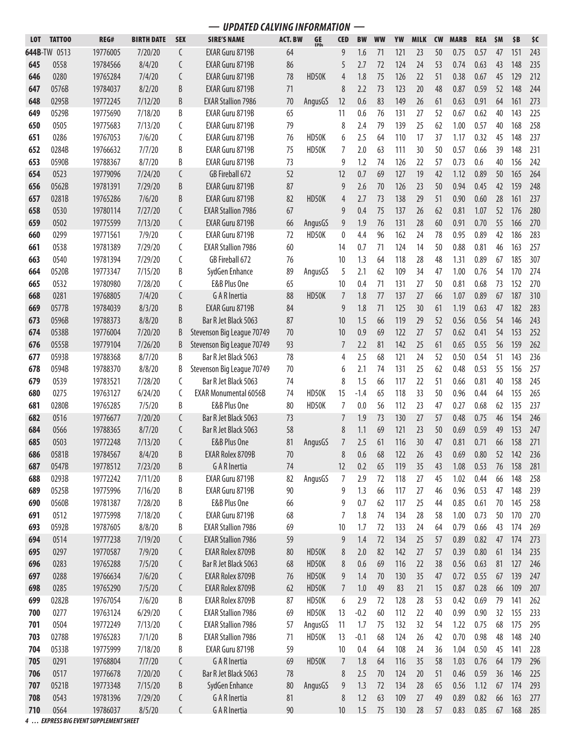## — UPDATED CALVING INFORMATION —

| LOT | TATTOO | REG# | BIRTH DATE | SEX | SIRE'S NAME | ACT. BW | GE EPDs | CED | BW | WW | YW | MILK | CW | MARB | REA | $M | $B | $C |
|---|---|---|---|---|---|---|---|---|---|---|---|---|---|---|---|---|---|---|
| 644B-TW | 0513 | 19776005 | 7/20/20 | C | EXAR Guru 8719B | 64 | | 9 | 1.6 | 71 | 121 | 23 | 50 | 0.75 | 0.57 | 47 | 151 | 243 |
| 645 | 0558 | 19784566 | 8/4/20 | C | EXAR Guru 8719B | 86 | | 5 | 2.7 | 72 | 124 | 24 | 53 | 0.74 | 0.63 | 43 | 148 | 235 |
| 646 | 0280 | 19765284 | 7/4/20 | C | EXAR Guru 8719B | 78 | HD50K | 4 | 1.8 | 75 | 126 | 22 | 51 | 0.38 | 0.67 | 45 | 129 | 212 |
| 647 | 0576B | 19784037 | 8/2/20 | B | EXAR Guru 8719B | 71 | | 8 | 2.2 | 73 | 123 | 20 | 48 | 0.87 | 0.59 | 52 | 148 | 244 |
| 648 | 0295B | 19772245 | 7/12/20 | B | EXAR Stallion 7986 | 70 | AngusGS | 12 | 0.6 | 83 | 149 | 26 | 61 | 0.63 | 0.91 | 64 | 161 | 273 |
| 649 | 0529B | 19775690 | 7/18/20 | B | EXAR Guru 8719B | 65 | | 11 | 0.6 | 76 | 131 | 27 | 52 | 0.67 | 0.62 | 40 | 143 | 225 |
| 650 | 0505 | 19775683 | 7/13/20 | C | EXAR Guru 8719B | 79 | | 8 | 2.4 | 79 | 139 | 25 | 62 | 1.00 | 0.57 | 40 | 168 | 258 |
| 651 | 0286 | 19767053 | 7/6/20 | C | EXAR Guru 8719B | 76 | HD50K | 6 | 2.5 | 64 | 110 | 17 | 37 | 1.17 | 0.32 | 45 | 148 | 237 |
| 652 | 0284B | 19766632 | 7/7/20 | B | EXAR Guru 8719B | 75 | HD50K | 7 | 2.0 | 63 | 111 | 30 | 50 | 0.57 | 0.66 | 39 | 148 | 231 |
| 653 | 0590B | 19788367 | 8/7/20 | B | EXAR Guru 8719B | 73 | | 9 | 1.2 | 74 | 126 | 22 | 57 | 0.73 | 0.6 | 40 | 156 | 242 |
| 654 | 0523 | 19779096 | 7/24/20 | C | GB Fireball 672 | 52 | | 12 | 0.7 | 69 | 127 | 19 | 42 | 1.12 | 0.89 | 50 | 165 | 264 |
| 656 | 0562B | 19781391 | 7/29/20 | B | EXAR Guru 8719B | 87 | | 9 | 2.6 | 70 | 126 | 23 | 50 | 0.94 | 0.45 | 42 | 159 | 248 |
| 657 | 0281B | 19765286 | 7/6/20 | B | EXAR Guru 8719B | 82 | HD50K | 4 | 2.7 | 73 | 138 | 29 | 51 | 0.90 | 0.60 | 28 | 161 | 237 |
| 658 | 0530 | 19780114 | 7/27/20 | C | EXAR Stallion 7986 | 67 | | 9 | 0.4 | 75 | 137 | 26 | 62 | 0.81 | 1.07 | 52 | 176 | 280 |
| 659 | 0502 | 19775599 | 7/13/20 | C | EXAR Guru 8719B | 66 | AngusGS | 9 | 1.9 | 76 | 131 | 28 | 60 | 0.91 | 0.70 | 55 | 166 | 270 |
| 660 | 0299 | 19771561 | 7/9/20 | C | EXAR Guru 8719B | 72 | HD50K | 0 | 4.4 | 96 | 162 | 24 | 78 | 0.95 | 0.89 | 42 | 186 | 283 |
| 661 | 0538 | 19781389 | 7/29/20 | C | EXAR Stallion 7986 | 60 | | 14 | 0.7 | 71 | 124 | 14 | 50 | 0.88 | 0.81 | 46 | 163 | 257 |
| 663 | 0540 | 19781394 | 7/29/20 | C | GB Fireball 672 | 76 | | 10 | 1.3 | 64 | 118 | 28 | 48 | 1.31 | 0.89 | 67 | 185 | 307 |
| 664 | 0520B | 19773347 | 7/15/20 | B | SydGen Enhance | 89 | AngusGS | 5 | 2.1 | 62 | 109 | 34 | 47 | 1.00 | 0.76 | 54 | 170 | 274 |
| 665 | 0532 | 19780980 | 7/28/20 | C | E&B Plus One | 65 | | 10 | 0.4 | 71 | 131 | 27 | 50 | 0.81 | 0.68 | 73 | 152 | 270 |
| 668 | 0281 | 19768805 | 7/4/20 | C | G A R Inertia | 88 | HD50K | 7 | 1.8 | 77 | 137 | 27 | 66 | 1.07 | 0.89 | 67 | 187 | 310 |
| 669 | 0577B | 19784039 | 8/3/20 | B | EXAR Guru 8719B | 84 | | 9 | 1.8 | 71 | 125 | 30 | 61 | 1.19 | 0.63 | 47 | 182 | 283 |
| 673 | 0596B | 19788373 | 8/8/20 | B | Bar R Jet Black 5063 | 87 | | 10 | 1.5 | 66 | 119 | 29 | 52 | 0.56 | 0.56 | 54 | 146 | 243 |
| 674 | 0538B | 19776004 | 7/20/20 | B | Stevenson Big League 70749 | 70 | | 10 | 0.9 | 69 | 122 | 27 | 57 | 0.62 | 0.41 | 54 | 153 | 252 |
| 676 | 0555B | 19779104 | 7/26/20 | B | Stevenson Big League 70749 | 93 | | 7 | 2.2 | 81 | 142 | 25 | 61 | 0.65 | 0.55 | 56 | 159 | 262 |
| 677 | 0593B | 19788368 | 8/7/20 | B | Bar R Jet Black 5063 | 78 | | 4 | 2.5 | 68 | 121 | 24 | 52 | 0.50 | 0.54 | 51 | 143 | 236 |
| 678 | 0594B | 19788370 | 8/8/20 | B | Stevenson Big League 70749 | 70 | | 6 | 2.1 | 74 | 131 | 25 | 62 | 0.48 | 0.53 | 55 | 156 | 257 |
| 679 | 0539 | 19783521 | 7/28/20 | C | Bar R Jet Black 5063 | 74 | | 8 | 1.5 | 66 | 117 | 22 | 51 | 0.66 | 0.81 | 40 | 158 | 245 |
| 680 | 0275 | 19763127 | 6/24/20 | C | EXAR Monumental 6056B | 74 | HD50K | 15 | -1.4 | 65 | 118 | 33 | 50 | 0.96 | 0.44 | 64 | 155 | 265 |
| 681 | 0280B | 19765285 | 7/5/20 | B | E&B Plus One | 80 | HD50K | 7 | 0.0 | 56 | 112 | 23 | 47 | 0.27 | 0.68 | 62 | 135 | 237 |
| 682 | 0516 | 19776677 | 7/20/20 | C | Bar R Jet Black 5063 | 73 | | 7 | 1.9 | 73 | 130 | 27 | 57 | 0.48 | 0.75 | 46 | 154 | 246 |
| 684 | 0566 | 19788365 | 8/7/20 | C | Bar R Jet Black 5063 | 58 | | 8 | 1.1 | 69 | 121 | 23 | 50 | 0.69 | 0.59 | 49 | 153 | 247 |
| 685 | 0503 | 19772248 | 7/13/20 | C | E&B Plus One | 81 | AngusGS | 7 | 2.5 | 61 | 116 | 30 | 47 | 0.81 | 0.71 | 66 | 158 | 271 |
| 686 | 0581B | 19784567 | 8/4/20 | B | EXAR Rolex 8709B | 70 | | 8 | 0.6 | 68 | 122 | 26 | 43 | 0.69 | 0.80 | 52 | 142 | 236 |
| 687 | 0547B | 19778512 | 7/23/20 | B | G A R Inertia | 74 | | 12 | 0.2 | 65 | 119 | 35 | 43 | 1.08 | 0.53 | 76 | 158 | 281 |
| 688 | 0293B | 19772242 | 7/11/20 | B | EXAR Guru 8719B | 82 | AngusGS | 7 | 2.9 | 72 | 118 | 27 | 45 | 1.02 | 0.44 | 66 | 148 | 258 |
| 689 | 0525B | 19775996 | 7/16/20 | B | EXAR Guru 8719B | 90 | | 9 | 1.3 | 66 | 117 | 27 | 46 | 0.96 | 0.53 | 47 | 148 | 239 |
| 690 | 0560B | 19781387 | 7/28/20 | B | E&B Plus One | 66 | | 9 | 0.7 | 62 | 117 | 25 | 44 | 0.85 | 0.61 | 70 | 145 | 258 |
| 691 | 0512 | 19775998 | 7/18/20 | C | EXAR Guru 8719B | 68 | | 7 | 1.8 | 74 | 134 | 28 | 58 | 1.00 | 0.73 | 50 | 170 | 270 |
| 693 | 0592B | 19787605 | 8/8/20 | B | EXAR Stallion 7986 | 69 | | 10 | 1.7 | 72 | 133 | 24 | 64 | 0.79 | 0.66 | 43 | 174 | 269 |
| 694 | 0514 | 19777238 | 7/19/20 | C | EXAR Stallion 7986 | 59 | | 9 | 1.4 | 72 | 134 | 25 | 57 | 0.89 | 0.82 | 47 | 174 | 273 |
| 695 | 0297 | 19770587 | 7/9/20 | C | EXAR Rolex 8709B | 80 | HD50K | 8 | 2.0 | 82 | 142 | 27 | 57 | 0.39 | 0.80 | 61 | 134 | 235 |
| 696 | 0283 | 19765288 | 7/5/20 | C | Bar R Jet Black 5063 | 68 | HD50K | 8 | 0.6 | 69 | 116 | 22 | 38 | 0.56 | 0.63 | 81 | 127 | 246 |
| 697 | 0288 | 19766634 | 7/6/20 | C | EXAR Rolex 8709B | 76 | HD50K | 9 | 1.4 | 70 | 130 | 35 | 47 | 0.72 | 0.55 | 67 | 139 | 247 |
| 698 | 0285 | 19765290 | 7/5/20 | C | EXAR Rolex 8709B | 62 | HD50K | 7 | 1.0 | 49 | 83 | 21 | 15 | 0.87 | 0.28 | 66 | 109 | 207 |
| 699 | 0282B | 19767054 | 7/6/20 | B | EXAR Rolex 8709B | 87 | HD50K | 6 | 2.9 | 72 | 128 | 28 | 53 | 0.42 | 0.69 | 79 | 141 | 262 |
| 700 | 0277 | 19763124 | 6/29/20 | C | EXAR Stallion 7986 | 69 | HD50K | 13 | -0.2 | 60 | 112 | 22 | 40 | 0.99 | 0.90 | 32 | 155 | 233 |
| 701 | 0504 | 19772249 | 7/13/20 | C | EXAR Stallion 7986 | 57 | AngusGS | 11 | 1.7 | 75 | 132 | 32 | 54 | 1.22 | 0.75 | 68 | 175 | 295 |
| 703 | 0278B | 19765283 | 7/1/20 | B | EXAR Stallion 7986 | 71 | HD50K | 13 | -0.1 | 68 | 124 | 26 | 42 | 0.70 | 0.98 | 48 | 148 | 240 |
| 704 | 0533B | 19775999 | 7/18/20 | B | EXAR Guru 8719B | 59 | | 10 | 0.4 | 64 | 108 | 24 | 36 | 1.04 | 0.50 | 45 | 141 | 228 |
| 705 | 0291 | 19768804 | 7/7/20 | C | G A R Inertia | 69 | HD50K | 7 | 1.8 | 64 | 116 | 35 | 58 | 1.03 | 0.76 | 64 | 179 | 296 |
| 706 | 0517 | 19776678 | 7/20/20 | C | Bar R Jet Black 5063 | 78 | | 8 | 2.5 | 70 | 124 | 20 | 51 | 0.46 | 0.59 | 36 | 146 | 225 |
| 707 | 0521B | 19773348 | 7/15/20 | B | SydGen Enhance | 80 | AngusGS | 9 | 1.3 | 72 | 134 | 28 | 65 | 0.56 | 1.12 | 67 | 174 | 293 |
| 708 | 0543 | 19781396 | 7/29/20 | C | G A R Inertia | 81 | | 8 | 1.2 | 63 | 109 | 27 | 49 | 0.89 | 0.82 | 66 | 163 | 277 |
| 710 | 0564 | 19786037 | 8/5/20 | C | G A R Inertia | 90 | | 10 | 1.5 | 75 | 130 | 28 | 57 | 0.83 | 0.85 | 67 | 168 | 285 |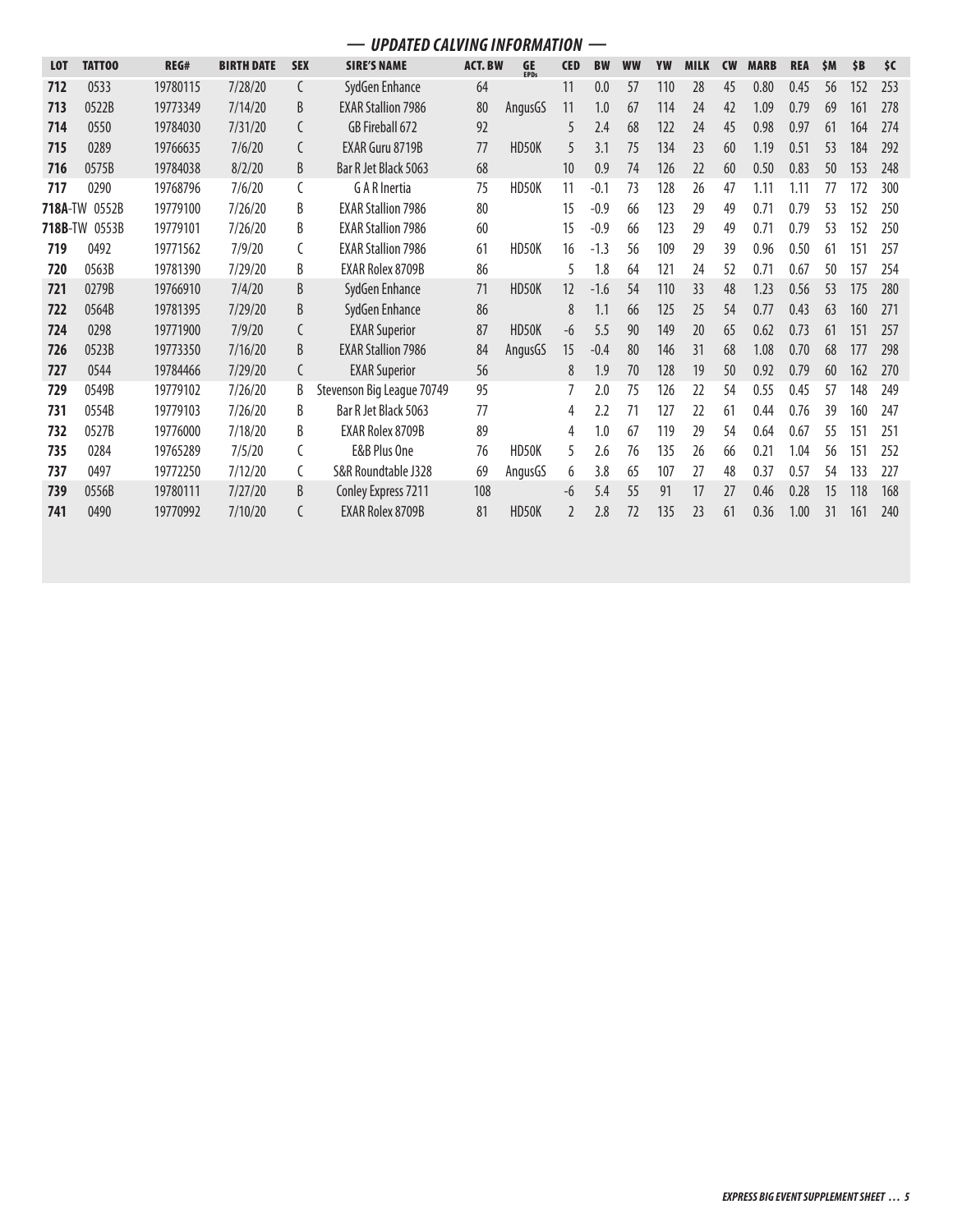## — UPDATED CALVING INFORMATION —

| LOT | TATTOO | REG# | BIRTH DATE | SEX | SIRE'S NAME | ACT. BW | GE EPDs | CED | BW | WW | YW | MILK | CW | MARB | REA | $M | $B | $C |
|---|---|---|---|---|---|---|---|---|---|---|---|---|---|---|---|---|---|---|
| **712** | 0533 | 19780115 | 7/28/20 | C | SydGen Enhance | 64 | | 11 | 0.0 | 57 | 110 | 28 | 45 | 0.80 | 0.45 | 56 | 152 | 253 |
| **713** | 0522B | 19773349 | 7/14/20 | B | EXAR Stallion 7986 | 80 | AngusGS | 11 | 1.0 | 67 | 114 | 24 | 42 | 1.09 | 0.79 | 69 | 161 | 278 |
| **714** | 0550 | 19784030 | 7/31/20 | C | GB Fireball 672 | 92 | | 5 | 2.4 | 68 | 122 | 24 | 45 | 0.98 | 0.97 | 61 | 164 | 274 |
| **715** | 0289 | 19766635 | 7/6/20 | C | EXAR Guru 8719B | 77 | HD50K | 5 | 3.1 | 75 | 134 | 23 | 60 | 1.19 | 0.51 | 53 | 184 | 292 |
| **716** | 0575B | 19784038 | 8/2/20 | B | Bar R Jet Black 5063 | 68 | | 10 | 0.9 | 74 | 126 | 22 | 60 | 0.50 | 0.83 | 50 | 153 | 248 |
| **717** | 0290 | 19768796 | 7/6/20 | C | G A R Inertia | 75 | HD50K | 11 | -0.1 | 73 | 128 | 26 | 47 | 1.11 | 1.11 | 77 | 172 | 300 |
| **718A**-TW | 0552B | 19779100 | 7/26/20 | B | EXAR Stallion 7986 | 80 | | 15 | -0.9 | 66 | 123 | 29 | 49 | 0.71 | 0.79 | 53 | 152 | 250 |
| **718B**-TW | 0553B | 19779101 | 7/26/20 | B | EXAR Stallion 7986 | 60 | | 15 | -0.9 | 66 | 123 | 29 | 49 | 0.71 | 0.79 | 53 | 152 | 250 |
| **719** | 0492 | 19771562 | 7/9/20 | C | EXAR Stallion 7986 | 61 | HD50K | 16 | -1.3 | 56 | 109 | 29 | 39 | 0.96 | 0.50 | 61 | 151 | 257 |
| **720** | 0563B | 19781390 | 7/29/20 | B | EXAR Rolex 8709B | 86 | | 5 | 1.8 | 64 | 121 | 24 | 52 | 0.71 | 0.67 | 50 | 157 | 254 |
| **721** | 0279B | 19766910 | 7/4/20 | B | SydGen Enhance | 71 | HD50K | 12 | -1.6 | 54 | 110 | 33 | 48 | 1.23 | 0.56 | 53 | 175 | 280 |
| **722** | 0564B | 19781395 | 7/29/20 | B | SydGen Enhance | 86 | | 8 | 1.1 | 66 | 125 | 25 | 54 | 0.77 | 0.43 | 63 | 160 | 271 |
| **724** | 0298 | 19771900 | 7/9/20 | C | EXAR Superior | 87 | HD50K | -6 | 5.5 | 90 | 149 | 20 | 65 | 0.62 | 0.73 | 61 | 151 | 257 |
| **726** | 0523B | 19773350 | 7/16/20 | B | EXAR Stallion 7986 | 84 | AngusGS | 15 | -0.4 | 80 | 146 | 31 | 68 | 1.08 | 0.70 | 68 | 177 | 298 |
| **727** | 0544 | 19784466 | 7/29/20 | C | EXAR Superior | 56 | | 8 | 1.9 | 70 | 128 | 19 | 50 | 0.92 | 0.79 | 60 | 162 | 270 |
| **729** | 0549B | 19779102 | 7/26/20 | B | Stevenson Big League 70749 | 95 | | 7 | 2.0 | 75 | 126 | 22 | 54 | 0.55 | 0.45 | 57 | 148 | 249 |
| **731** | 0554B | 19779103 | 7/26/20 | B | Bar R Jet Black 5063 | 77 | | 4 | 2.2 | 71 | 127 | 22 | 61 | 0.44 | 0.76 | 39 | 160 | 247 |
| **732** | 0527B | 19776000 | 7/18/20 | B | EXAR Rolex 8709B | 89 | | 4 | 1.0 | 67 | 119 | 29 | 54 | 0.64 | 0.67 | 55 | 151 | 251 |
| **735** | 0284 | 19765289 | 7/5/20 | C | E&B Plus One | 76 | HD50K | 5 | 2.6 | 76 | 135 | 26 | 66 | 0.21 | 1.04 | 56 | 151 | 252 |
| **737** | 0497 | 19772250 | 7/12/20 | C | S&R Roundtable J328 | 69 | AngusGS | 6 | 3.8 | 65 | 107 | 27 | 48 | 0.37 | 0.57 | 54 | 133 | 227 |
| **739** | 0556B | 19780111 | 7/27/20 | B | Conley Express 7211 | 108 | | -6 | 5.4 | 55 | 91 | 17 | 27 | 0.46 | 0.28 | 15 | 118 | 168 |
| **741** | 0490 | 19770992 | 7/10/20 | C | EXAR Rolex 8709B | 81 | HD50K | 2 | 2.8 | 72 | 135 | 23 | 61 | 0.36 | 1.00 | 31 | 161 | 240 |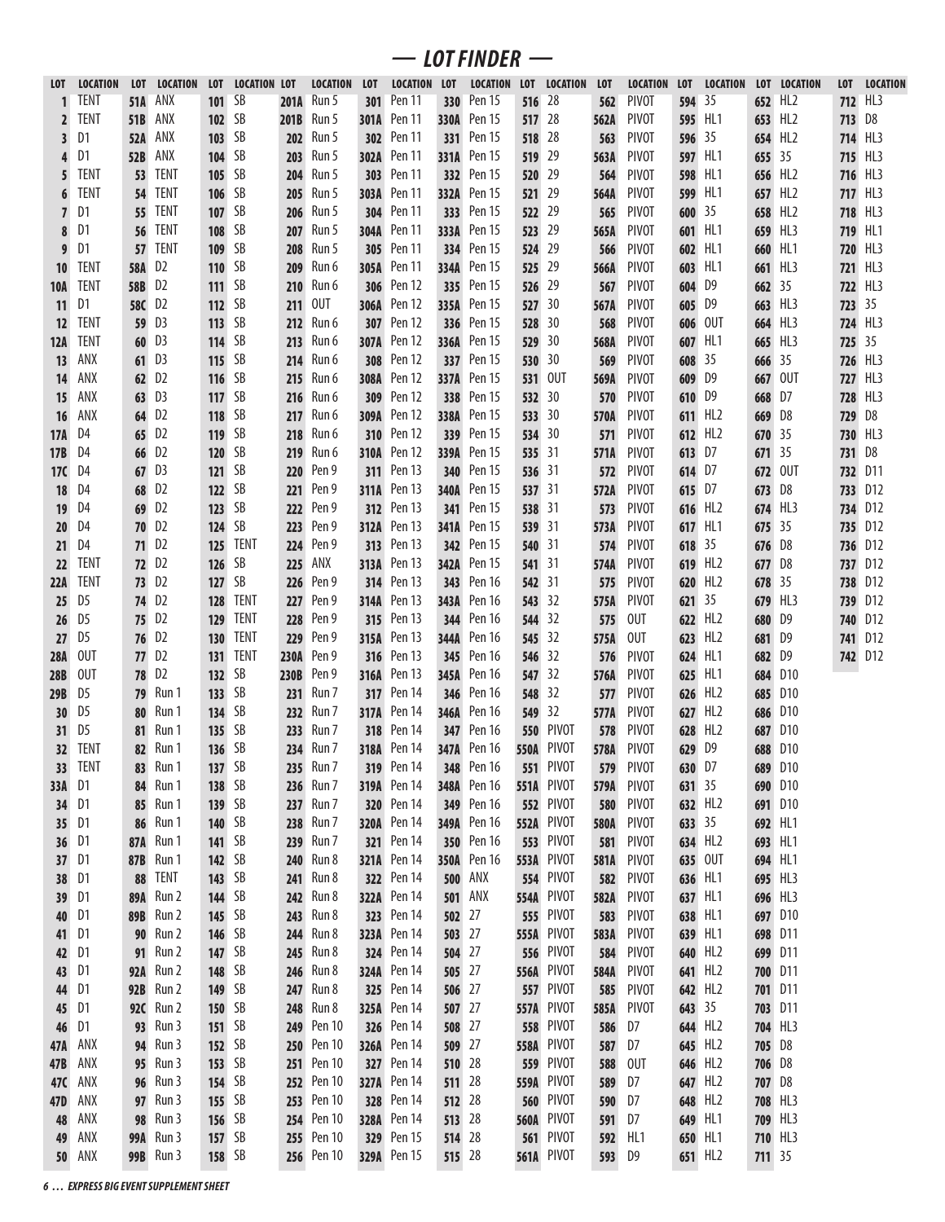## — LOT FINDER —

| LOT | LOCATION | LOT | LOCATION | LOT | LOCATION | LOT | LOCATION | LOT | LOCATION | LOT | LOCATION | LOT | LOCATION | LOT | LOCATION | LOT | LOCATION | LOT | LOCATION | LOT | LOCATION |
|---|---|---|---|---|---|---|---|---|---|---|---|---|---|---|---|---|---|---|---|---|---|
| 1 | TENT | 51A | ANX | 101 | SB | 201A | Run 5 | 301 | Pen 11 | 330 | Pen 15 | 516 | 28 | 562 | PIVOT | 594 | 35 | 652 | HL2 | 712 | HL3 |
| 2 | TENT | 51B | ANX | 102 | SB | 201B | Run 5 | 301A | Pen 11 | 330A | Pen 15 | 517 | 28 | 562A | PIVOT | 595 | HL1 | 653 | HL2 | 713 | D8 |
| 3 | D1 | 52A | ANX | 103 | SB | 202 | Run 5 | 302 | Pen 11 | 331 | Pen 15 | 518 | 28 | 563 | PIVOT | 596 | 35 | 654 | HL2 | 714 | HL3 |
| 4 | D1 | 52B | ANX | 104 | SB | 203 | Run 5 | 302A | Pen 11 | 331A | Pen 15 | 519 | 29 | 563A | PIVOT | 597 | HL1 | 655 | 35 | 715 | HL3 |
| 5 | TENT | 53 | TENT | 105 | SB | 204 | Run 5 | 303 | Pen 11 | 332 | Pen 15 | 520 | 29 | 564 | PIVOT | 598 | HL1 | 656 | HL2 | 716 | HL3 |
| 6 | TENT | 54 | TENT | 106 | SB | 205 | Run 5 | 303A | Pen 11 | 332A | Pen 15 | 521 | 29 | 564A | PIVOT | 599 | HL1 | 657 | HL2 | 717 | HL3 |
| 7 | D1 | 55 | TENT | 107 | SB | 206 | Run 5 | 304 | Pen 11 | 333 | Pen 15 | 522 | 29 | 565 | PIVOT | 600 | 35 | 658 | HL2 | 718 | HL3 |
| 8 | D1 | 56 | TENT | 108 | SB | 207 | Run 5 | 304A | Pen 11 | 333A | Pen 15 | 523 | 29 | 565A | PIVOT | 601 | HL1 | 659 | HL3 | 719 | HL1 |
| 9 | D1 | 57 | TENT | 109 | SB | 208 | Run 5 | 305 | Pen 11 | 334 | Pen 15 | 524 | 29 | 566 | PIVOT | 602 | HL1 | 660 | HL1 | 720 | HL3 |
| 10 | TENT | 58A | D2 | 110 | SB | 209 | Run 6 | 305A | Pen 11 | 334A | Pen 15 | 525 | 29 | 566A | PIVOT | 603 | HL1 | 661 | HL3 | 721 | HL3 |
| 10A | TENT | 58B | D2 | 111 | SB | 210 | Run 6 | 306 | Pen 12 | 335 | Pen 15 | 526 | 29 | 567 | PIVOT | 604 | D9 | 662 | 35 | 722 | HL3 |
| 11 | D1 | 58C | D2 | 112 | SB | 211 | OUT | 306A | Pen 12 | 335A | Pen 15 | 527 | 30 | 567A | PIVOT | 605 | D9 | 663 | HL3 | 723 | 35 |
| 12 | TENT | 59 | D3 | 113 | SB | 212 | Run 6 | 307 | Pen 12 | 336 | Pen 15 | 528 | 30 | 568 | PIVOT | 606 | OUT | 664 | HL3 | 724 | HL3 |
| 12A | TENT | 60 | D3 | 114 | SB | 213 | Run 6 | 307A | Pen 12 | 336A | Pen 15 | 529 | 30 | 568A | PIVOT | 607 | HL1 | 665 | HL3 | 725 | 35 |
| 13 | ANX | 61 | D3 | 115 | SB | 214 | Run 6 | 308 | Pen 12 | 337 | Pen 15 | 530 | 30 | 569 | PIVOT | 608 | 35 | 666 | 35 | 726 | HL3 |
| 14 | ANX | 62 | D2 | 116 | SB | 215 | Run 6 | 308A | Pen 12 | 337A | Pen 15 | 531 | OUT | 569A | PIVOT | 609 | D9 | 667 | OUT | 727 | HL3 |
| 15 | ANX | 63 | D3 | 117 | SB | 216 | Run 6 | 309 | Pen 12 | 338 | Pen 15 | 532 | 30 | 570 | PIVOT | 610 | D9 | 668 | D7 | 728 | HL3 |
| 16 | ANX | 64 | D2 | 118 | SB | 217 | Run 6 | 309A | Pen 12 | 338A | Pen 15 | 533 | 30 | 570A | PIVOT | 611 | HL2 | 669 | D8 | 729 | D8 |
| 17A | D4 | 65 | D2 | 119 | SB | 218 | Run 6 | 310 | Pen 12 | 339 | Pen 15 | 534 | 30 | 571 | PIVOT | 612 | HL2 | 670 | 35 | 730 | HL3 |
| 17B | D4 | 66 | D2 | 120 | SB | 219 | Run 6 | 310A | Pen 12 | 339A | Pen 15 | 535 | 31 | 571A | PIVOT | 613 | D7 | 671 | 35 | 731 | D8 |
| 17C | D4 | 67 | D3 | 121 | SB | 220 | Pen 9 | 311 | Pen 13 | 340 | Pen 15 | 536 | 31 | 572 | PIVOT | 614 | D7 | 672 | OUT | 732 | D11 |
| 18 | D4 | 68 | D2 | 122 | SB | 221 | Pen 9 | 311A | Pen 13 | 340A | Pen 15 | 537 | 31 | 572A | PIVOT | 615 | D7 | 673 | D8 | 733 | D12 |
| 19 | D4 | 69 | D2 | 123 | SB | 222 | Pen 9 | 312 | Pen 13 | 341 | Pen 15 | 538 | 31 | 573 | PIVOT | 616 | HL2 | 674 | HL3 | 734 | D12 |
| 20 | D4 | 70 | D2 | 124 | SB | 223 | Pen 9 | 312A | Pen 13 | 341A | Pen 15 | 539 | 31 | 573A | PIVOT | 617 | HL1 | 675 | 35 | 735 | D12 |
| 21 | D4 | 71 | D2 | 125 | TENT | 224 | Pen 9 | 313 | Pen 13 | 342 | Pen 15 | 540 | 31 | 574 | PIVOT | 618 | 35 | 676 | D8 | 736 | D12 |
| 22 | TENT | 72 | D2 | 126 | SB | 225 | ANX | 313A | Pen 13 | 342A | Pen 15 | 541 | 31 | 574A | PIVOT | 619 | HL2 | 677 | D8 | 737 | D12 |
| 22A | TENT | 73 | D2 | 127 | SB | 226 | Pen 9 | 314 | Pen 13 | 343 | Pen 16 | 542 | 31 | 575 | PIVOT | 620 | HL2 | 678 | 35 | 738 | D12 |
| 25 | D5 | 74 | D2 | 128 | TENT | 227 | Pen 9 | 314A | Pen 13 | 343A | Pen 16 | 543 | 32 | 575A | PIVOT | 621 | 35 | 679 | HL3 | 739 | D12 |
| 26 | D5 | 75 | D2 | 129 | TENT | 228 | Pen 9 | 315 | Pen 13 | 344 | Pen 16 | 544 | 32 | 575 | OUT | 622 | HL2 | 680 | D9 | 740 | D12 |
| 27 | D5 | 76 | D2 | 130 | TENT | 229 | Pen 9 | 315A | Pen 13 | 344A | Pen 16 | 545 | 32 | 575A | OUT | 623 | HL2 | 681 | D9 | 741 | D12 |
| 28A | OUT | 77 | D2 | 131 | TENT | 230A | Pen 9 | 316 | Pen 13 | 345 | Pen 16 | 546 | 32 | 576 | PIVOT | 624 | HL1 | 682 | D9 | 742 | D12 |
| 28B | OUT | 78 | D2 | 132 | SB | 230B | Pen 9 | 316A | Pen 13 | 345A | Pen 16 | 547 | 32 | 576A | PIVOT | 625 | HL1 | 684 | D10 | | |
| 29B | D5 | 79 | Run 1 | 133 | SB | 231 | Run 7 | 317 | Pen 14 | 346 | Pen 16 | 548 | 32 | 577 | PIVOT | 626 | HL2 | 685 | D10 | | |
| 30 | D5 | 80 | Run 1 | 134 | SB | 232 | Run 7 | 317A | Pen 14 | 346A | Pen 16 | 549 | 32 | 577A | PIVOT | 627 | HL2 | 686 | D10 | | |
| 31 | D5 | 81 | Run 1 | 135 | SB | 233 | Run 7 | 318 | Pen 14 | 347 | Pen 16 | 550 | PIVOT | 578 | PIVOT | 628 | HL2 | 687 | D10 | | |
| 32 | TENT | 82 | Run 1 | 136 | SB | 234 | Run 7 | 318A | Pen 14 | 347A | Pen 16 | 550A | PIVOT | 578A | PIVOT | 629 | D9 | 688 | D10 | | |
| 33 | TENT | 83 | Run 1 | 137 | SB | 235 | Run 7 | 319 | Pen 14 | 348 | Pen 16 | 551 | PIVOT | 579 | PIVOT | 630 | D7 | 689 | D10 | | |
| 33A | D1 | 84 | Run 1 | 138 | SB | 236 | Run 7 | 319A | Pen 14 | 348A | Pen 16 | 551A | PIVOT | 579A | PIVOT | 631 | 35 | 690 | D10 | | |
| 34 | D1 | 85 | Run 1 | 139 | SB | 237 | Run 7 | 320 | Pen 14 | 349 | Pen 16 | 552 | PIVOT | 580 | PIVOT | 632 | HL2 | 691 | D10 | | |
| 35 | D1 | 86 | Run 1 | 140 | SB | 238 | Run 7 | 320A | Pen 14 | 349A | Pen 16 | 552A | PIVOT | 580A | PIVOT | 633 | 35 | 692 | HL1 | | |
| 36 | D1 | 87A | Run 1 | 141 | SB | 239 | Run 7 | 321 | Pen 14 | 350 | Pen 16 | 553 | PIVOT | 581 | PIVOT | 634 | HL2 | 693 | HL1 | | |
| 37 | D1 | 87B | Run 1 | 142 | SB | 240 | Run 8 | 321A | Pen 14 | 350A | Pen 16 | 553A | PIVOT | 581A | PIVOT | 635 | OUT | 694 | HL1 | | |
| 38 | D1 | 88 | TENT | 143 | SB | 241 | Run 8 | 322 | Pen 14 | 500 | ANX | 554 | PIVOT | 582 | PIVOT | 636 | HL1 | 695 | HL3 | | |
| 39 | D1 | 89A | Run 2 | 144 | SB | 242 | Run 8 | 322A | Pen 14 | 501 | ANX | 554A | PIVOT | 582A | PIVOT | 637 | HL1 | 696 | HL3 | | |
| 40 | D1 | 89B | Run 2 | 145 | SB | 243 | Run 8 | 323 | Pen 14 | 502 | 27 | 555 | PIVOT | 583 | PIVOT | 638 | HL1 | 697 | D10 | | |
| 41 | D1 | 90 | Run 2 | 146 | SB | 244 | Run 8 | 323A | Pen 14 | 503 | 27 | 555A | PIVOT | 583A | PIVOT | 639 | HL1 | 698 | D11 | | |
| 42 | D1 | 91 | Run 2 | 147 | SB | 245 | Run 8 | 324 | Pen 14 | 504 | 27 | 556 | PIVOT | 584 | PIVOT | 640 | HL2 | 699 | D11 | | |
| 43 | D1 | 92A | Run 2 | 148 | SB | 246 | Run 8 | 324A | Pen 14 | 505 | 27 | 556A | PIVOT | 584A | PIVOT | 641 | HL2 | 700 | D11 | | |
| 44 | D1 | 92B | Run 2 | 149 | SB | 247 | Run 8 | 325 | Pen 14 | 506 | 27 | 557 | PIVOT | 585 | PIVOT | 642 | HL2 | 701 | D11 | | |
| 45 | D1 | 92C | Run 2 | 150 | SB | 248 | Run 8 | 325A | Pen 14 | 507 | 27 | 557A | PIVOT | 585A | PIVOT | 643 | 35 | 703 | D11 | | |
| 46 | D1 | 93 | Run 3 | 151 | SB | 249 | Pen 10 | 326 | Pen 14 | 508 | 27 | 558 | PIVOT | 586 | D7 | 644 | HL2 | 704 | HL3 | | |
| 47A | ANX | 94 | Run 3 | 152 | SB | 250 | Pen 10 | 326A | Pen 14 | 509 | 27 | 558A | PIVOT | 587 | D7 | 645 | HL2 | 705 | D8 | | |
| 47B | ANX | 95 | Run 3 | 153 | SB | 251 | Pen 10 | 327 | Pen 14 | 510 | 28 | 559 | PIVOT | 588 | OUT | 646 | HL2 | 706 | D8 | | |
| 47C | ANX | 96 | Run 3 | 154 | SB | 252 | Pen 10 | 327A | Pen 14 | 511 | 28 | 559A | PIVOT | 589 | D7 | 647 | HL2 | 707 | D8 | | |
| 47D | ANX | 97 | Run 3 | 155 | SB | 253 | Pen 10 | 328 | Pen 14 | 512 | 28 | 560 | PIVOT | 590 | D7 | 648 | HL2 | 708 | HL3 | | |
| 48 | ANX | 98 | Run 3 | 156 | SB | 254 | Pen 10 | 328A | Pen 14 | 513 | 28 | 560A | PIVOT | 591 | D7 | 649 | HL1 | 709 | HL3 | | |
| 49 | ANX | 99A | Run 3 | 157 | SB | 255 | Pen 10 | 329 | Pen 15 | 514 | 28 | 561 | PIVOT | 592 | HL1 | 650 | HL1 | 710 | HL3 | | |
| 50 | ANX | 99B | Run 3 | 158 | SB | 256 | Pen 10 | 329A | Pen 15 | 515 | 28 | 561A | PIVOT | 593 | D9 | 651 | HL2 | 711 | 35 | | |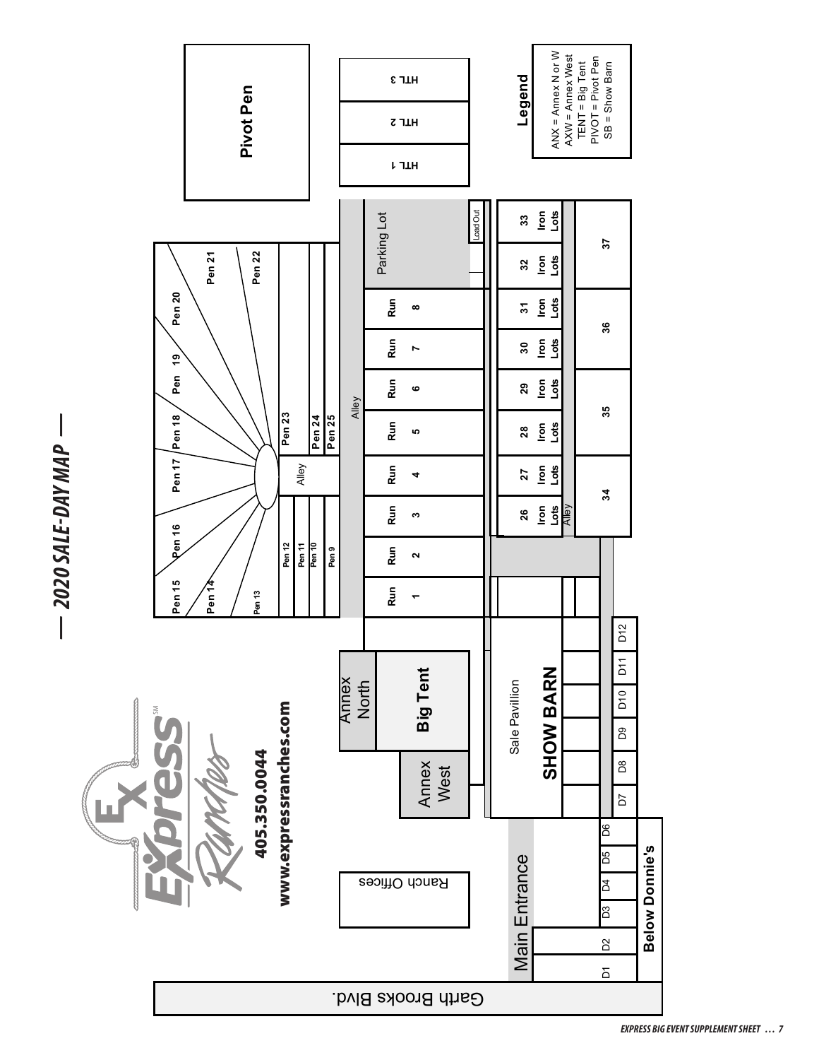# — 2020 SALE-DAY MAP —

Express Ranches

405.350.0044

www.expressranches.com

Pivot Pen

HTL 1

HTL 2

HTL 3

**Legend**

ANX = Annex N or W
AXW = Annex West
TENT = Big Tent
PIVOT = Pivot Pen
SB = Show Barn

Pen 15, Pen 14, Pen 13, Pen 16, Pen 17, Pen 18, Pen 19, Pen 20, Pen 21, Pen 22, Pen 23, Pen 24, Pen 25, Pen 12, Pen 11, Pen 10, Pen 9

Alley

Run 1, Run 2, Run 3, Run 4, Run 5, Run 6, Run 7, Run 8

Parking Lot

Load Out

26 Iron Lots, 27 Iron Lots, 28 Iron Lots, 29 Iron Lots, 30 Iron Lots, 31 Iron Lots, 32 Iron Lots, 33 Iron Lots

34, 35, 36, 37

Ranch Offices

Annex North

Big Tent

Annex West

Sale Pavillion

SHOW BARN

D1, D2, D3, D4, D5, D6, D7, D8, D9, D10, D11, D12

Below Donnie's

Main Entrance

Garth Brooks Blvd.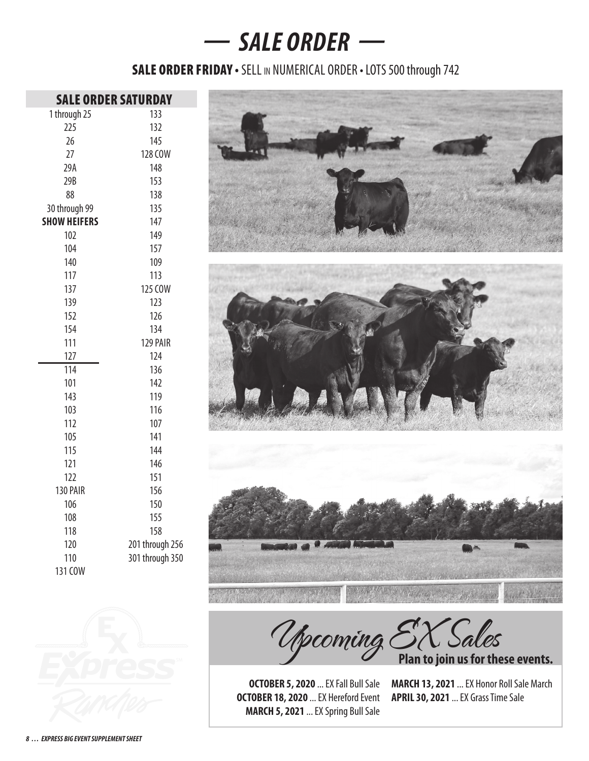# — SALE ORDER —

**SALE ORDER FRIDAY** • SELL IN NUMERICAL ORDER • LOTS 500 through 742

## SALE ORDER SATURDAY

| | |
|---|---|
| 1 through 25 | 133 |
| 225 | 132 |
| 26 | 145 |
| 27 | 128 COW |
| 29A | 148 |
| 29B | 153 |
| 88 | 138 |
| 30 through 99 | 135 |
| **SHOW HEIFERS** | 147 |
| 102 | 149 |
| 104 | 157 |
| 140 | 109 |
| 117 | 113 |
| 137 | 125 COW |
| 139 | 123 |
| 152 | 126 |
| 154 | 134 |
| 111 | 129 PAIR |
| 127 | 124 |
| 114 | 136 |
| 101 | 142 |
| 143 | 119 |
| 103 | 116 |
| 112 | 107 |
| 105 | 141 |
| 115 | 144 |
| 121 | 146 |
| 122 | 151 |
| 130 PAIR | 156 |
| 106 | 150 |
| 108 | 155 |
| 118 | 158 |
| 120 | 201 through 256 |
| 110 | 301 through 350 |
| 131 COW | |

## *Upcoming EX Sales*

**Plan to join us for these events.**

**OCTOBER 5, 2020** ... EX Fall Bull Sale
**OCTOBER 18, 2020** ... EX Hereford Event
**MARCH 5, 2021** ... EX Spring Bull Sale
**MARCH 13, 2021** ... EX Honor Roll Sale March
**APRIL 30, 2021** ... EX Grass Time Sale